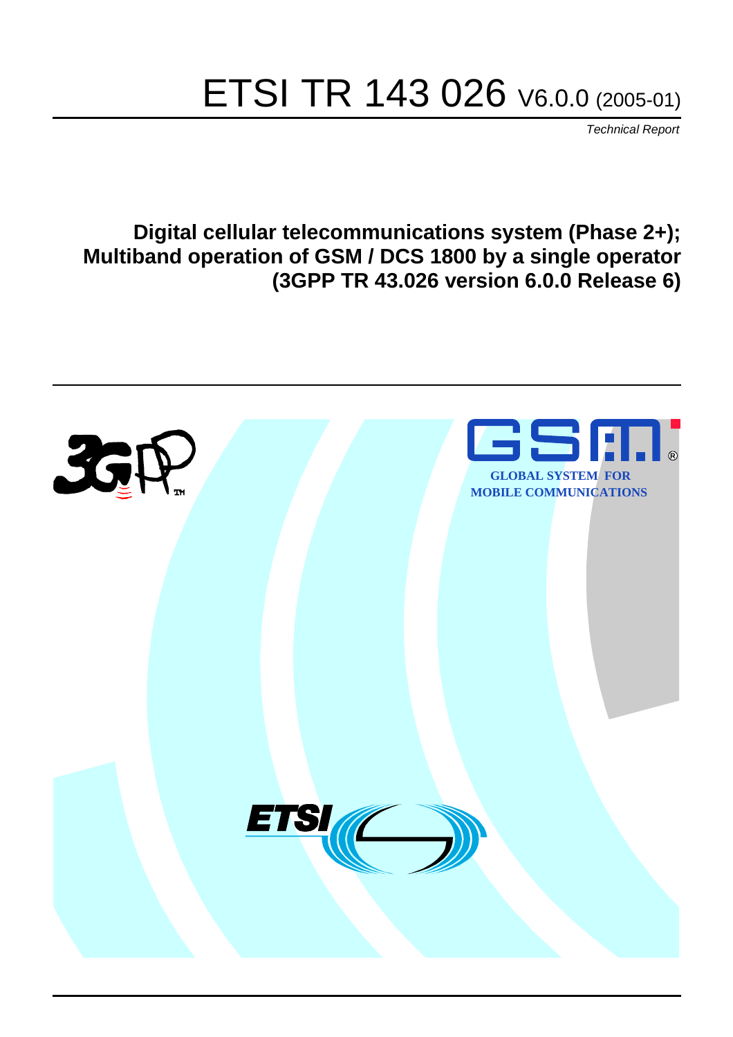# ETSI TR 143 026 V6.0.0 (2005-01)

*Technical Report*

**Digital cellular telecommunications system (Phase 2+); Multiband operation of GSM / DCS 1800 by a single operator (3GPP TR 43.026 version 6.0.0 Release 6)**

GLOBAL SYSTEM FOR MOBILE COMMUNICATIONS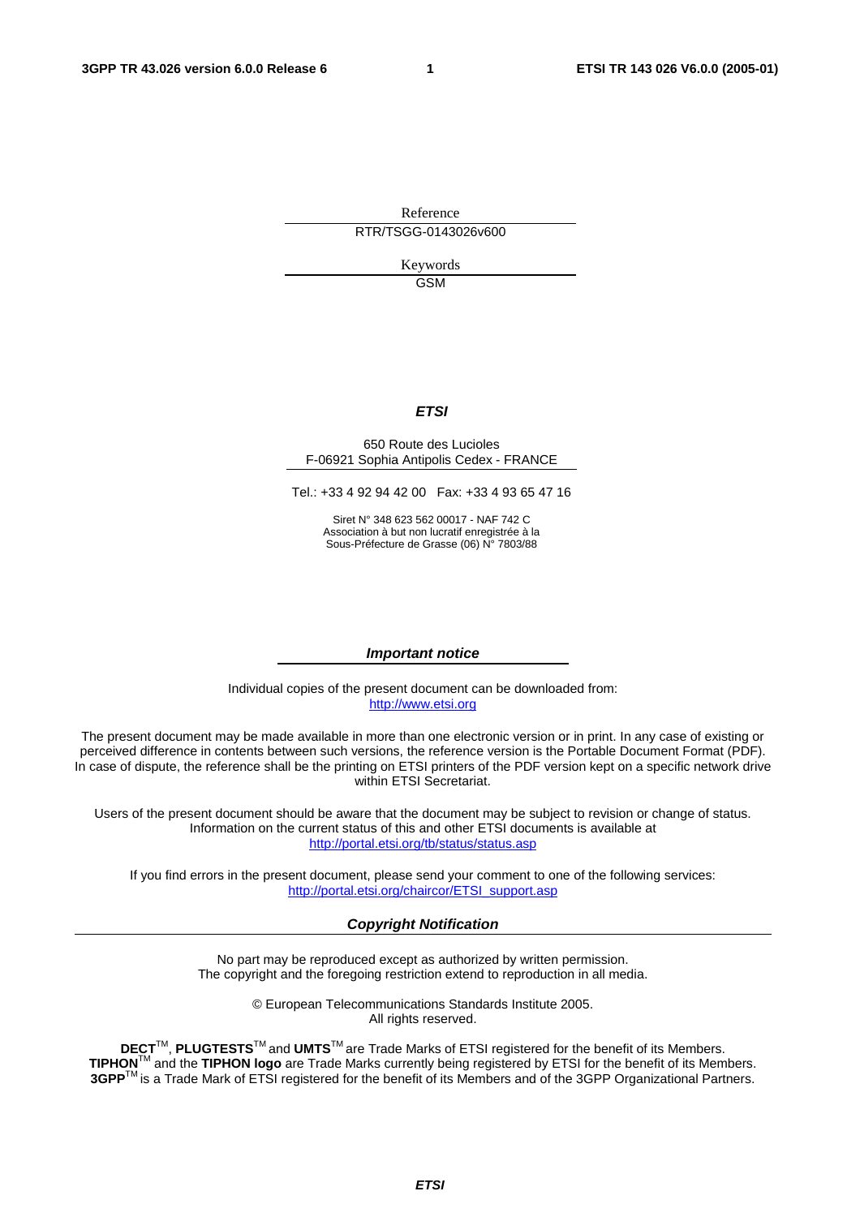Reference

RTR/TSGG-0143026v600

Keywords

GSM

***ETSI***

650 Route des Lucioles
F-06921 Sophia Antipolis Cedex - FRANCE

Tel.: +33 4 92 94 42 00   Fax: +33 4 93 65 47 16

Siret N° 348 623 562 00017 - NAF 742 C
Association à but non lucratif enregistrée à la
Sous-Préfecture de Grasse (06) N° 7803/88

***Important notice***

Individual copies of the present document can be downloaded from:
http://www.etsi.org

The present document may be made available in more than one electronic version or in print. In any case of existing or perceived difference in contents between such versions, the reference version is the Portable Document Format (PDF). In case of dispute, the reference shall be the printing on ETSI printers of the PDF version kept on a specific network drive within ETSI Secretariat.

Users of the present document should be aware that the document may be subject to revision or change of status. Information on the current status of this and other ETSI documents is available at
http://portal.etsi.org/tb/status/status.asp

If you find errors in the present document, please send your comment to one of the following services:
http://portal.etsi.org/chaircor/ETSI_support.asp

***Copyright Notification***

No part may be reproduced except as authorized by written permission.
The copyright and the foregoing restriction extend to reproduction in all media.

© European Telecommunications Standards Institute 2005.
All rights reserved.

**DECT**™, **PLUGTESTS**™ and **UMTS**™ are Trade Marks of ETSI registered for the benefit of its Members.
**TIPHON**™ and the **TIPHON logo** are Trade Marks currently being registered by ETSI for the benefit of its Members.
**3GPP**™ is a Trade Mark of ETSI registered for the benefit of its Members and of the 3GPP Organizational Partners.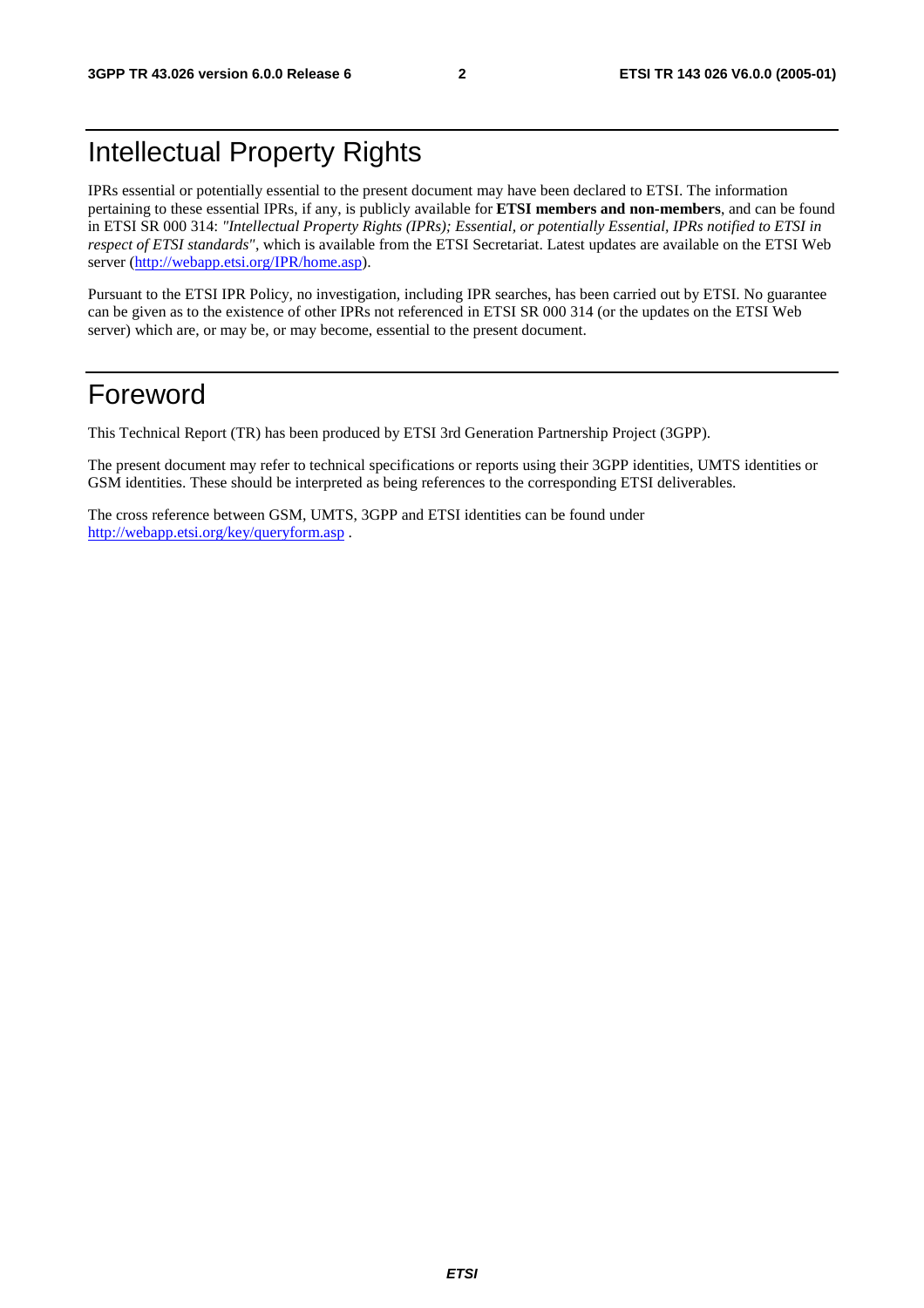# Intellectual Property Rights

IPRs essential or potentially essential to the present document may have been declared to ETSI. The information pertaining to these essential IPRs, if any, is publicly available for **ETSI members and non-members**, and can be found in ETSI SR 000 314: *"Intellectual Property Rights (IPRs); Essential, or potentially Essential, IPRs notified to ETSI in respect of ETSI standards"*, which is available from the ETSI Secretariat. Latest updates are available on the ETSI Web server (http://webapp.etsi.org/IPR/home.asp).

Pursuant to the ETSI IPR Policy, no investigation, including IPR searches, has been carried out by ETSI. No guarantee can be given as to the existence of other IPRs not referenced in ETSI SR 000 314 (or the updates on the ETSI Web server) which are, or may be, or may become, essential to the present document.

# Foreword

This Technical Report (TR) has been produced by ETSI 3rd Generation Partnership Project (3GPP).

The present document may refer to technical specifications or reports using their 3GPP identities, UMTS identities or GSM identities. These should be interpreted as being references to the corresponding ETSI deliverables.

The cross reference between GSM, UMTS, 3GPP and ETSI identities can be found under http://webapp.etsi.org/key/queryform.asp .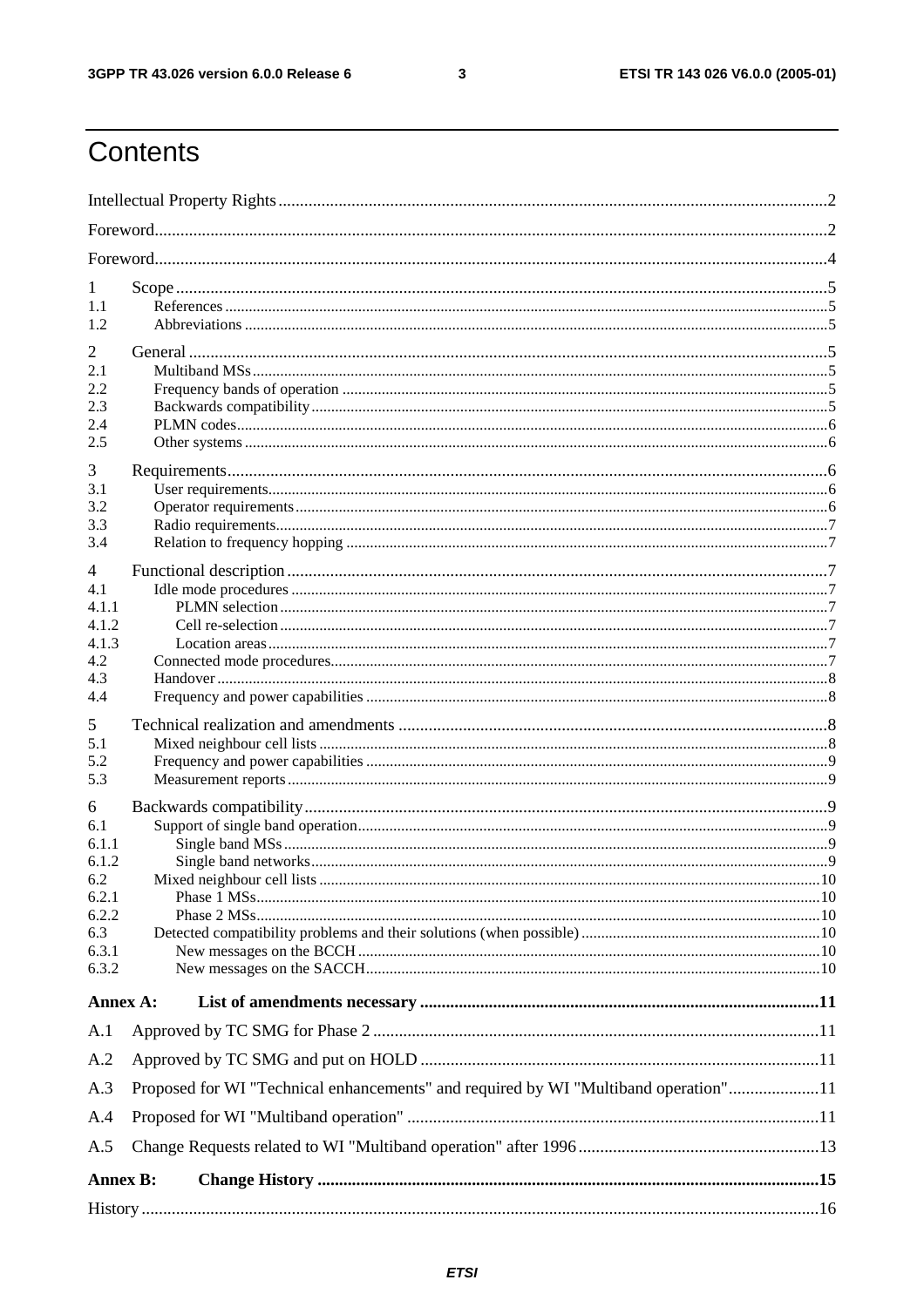# Contents

Intellectual Property Rights..............................................................................................................................2

Foreword...........................................................................................................................................................2

Foreword...........................................................................................................................................................4

1 Scope.......................................................................................................................................................5
1.1 References.........................................................................................................................................5
1.2 Abbreviations....................................................................................................................................5

2 General....................................................................................................................................................5
2.1 Multiband MSs..................................................................................................................................5
2.2 Frequency bands of operation...........................................................................................................5
2.3 Backwards compatibility...................................................................................................................5
2.4 PLMN codes......................................................................................................................................6
2.5 Other systems....................................................................................................................................6

3 Requirements..........................................................................................................................................6
3.1 User requirements.............................................................................................................................6
3.2 Operator requirements.......................................................................................................................6
3.3 Radio requirements...........................................................................................................................7
3.4 Relation to frequency hopping..........................................................................................................7

4 Functional description............................................................................................................................7
4.1 Idle mode procedures........................................................................................................................7
4.1.1 PLMN selection..........................................................................................................................7
4.1.2 Cell re-selection..........................................................................................................................7
4.1.3 Location areas.............................................................................................................................7
4.2 Connected mode procedures..............................................................................................................7
4.3 Handover...........................................................................................................................................8
4.4 Frequency and power capabilities.....................................................................................................8

5 Technical realization and amendments...................................................................................................8
5.1 Mixed neighbour cell lists.................................................................................................................8
5.2 Frequency and power capabilities.....................................................................................................9
5.3 Measurement reports.........................................................................................................................9

6 Backwards compatibility.........................................................................................................................9
6.1 Support of single band operation.......................................................................................................9
6.1.1 Single band MSs..........................................................................................................................9
6.1.2 Single band networks..................................................................................................................9
6.2 Mixed neighbour cell lists...............................................................................................................10
6.2.1 Phase 1 MSs..............................................................................................................................10
6.2.2 Phase 2 MSs..............................................................................................................................10
6.3 Detected compatibility problems and their solutions (when possible)............................................10
6.3.1 New messages on the BCCH.....................................................................................................10
6.3.2 New messages on the SACCH...................................................................................................10

**Annex A: List of amendments necessary...........................................................................................11**

A.1 Approved by TC SMG for Phase 2.......................................................................................................11

A.2 Approved by TC SMG and put on HOLD............................................................................................11

A.3 Proposed for WI "Technical enhancements" and required by WI "Multiband operation".....................11

A.4 Proposed for WI "Multiband operation"...............................................................................................11

A.5 Change Requests related to WI "Multiband operation" after 1996........................................................13

**Annex B: Change History..................................................................................................................15**

History............................................................................................................................................................16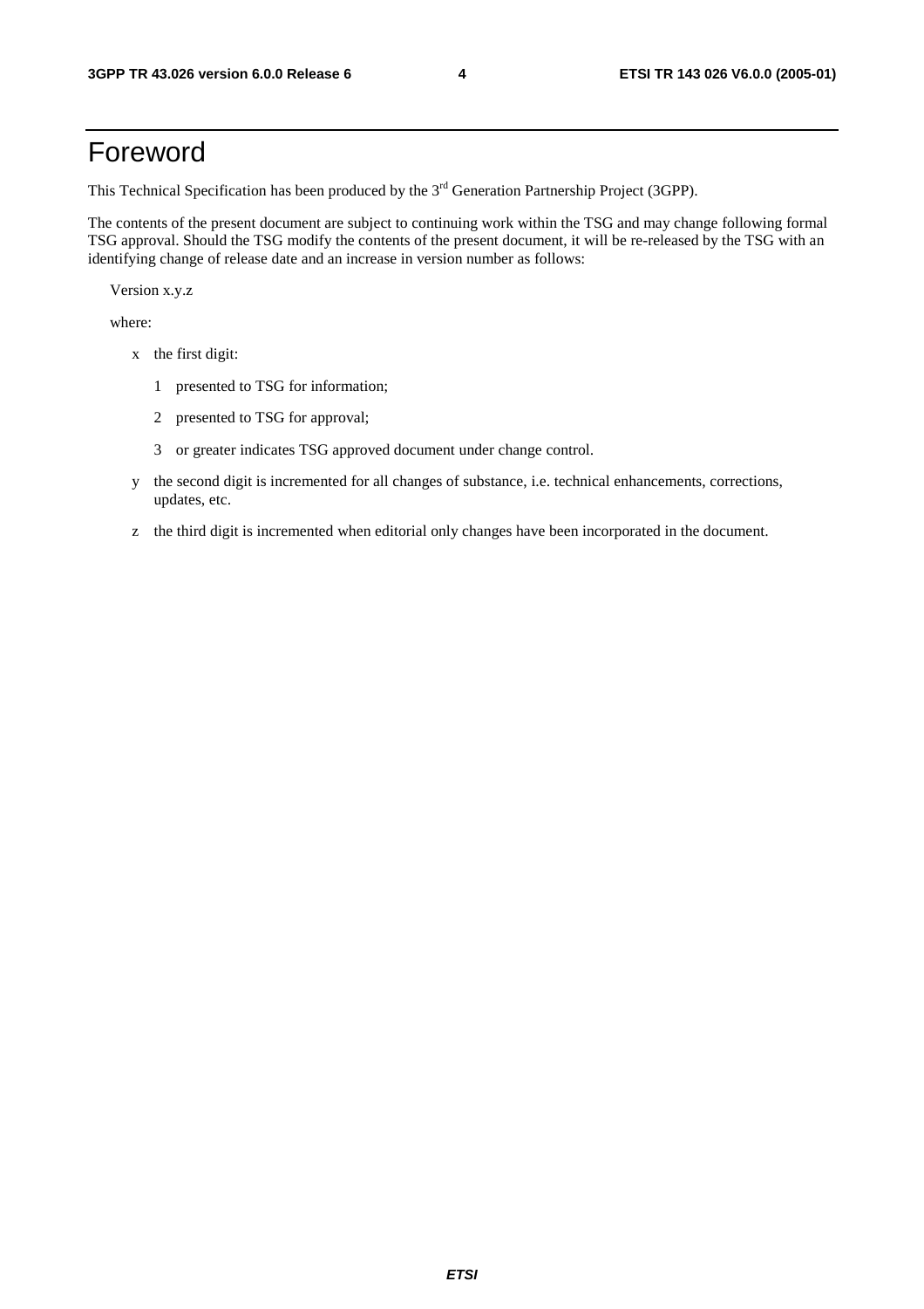# Foreword

This Technical Specification has been produced by the 3rd Generation Partnership Project (3GPP).

The contents of the present document are subject to continuing work within the TSG and may change following formal TSG approval. Should the TSG modify the contents of the present document, it will be re-released by the TSG with an identifying change of release date and an increase in version number as follows:

Version x.y.z

where:

- x the first digit:
  - 1 presented to TSG for information;
  - 2 presented to TSG for approval;
  - 3 or greater indicates TSG approved document under change control.
- y the second digit is incremented for all changes of substance, i.e. technical enhancements, corrections, updates, etc.
- z the third digit is incremented when editorial only changes have been incorporated in the document.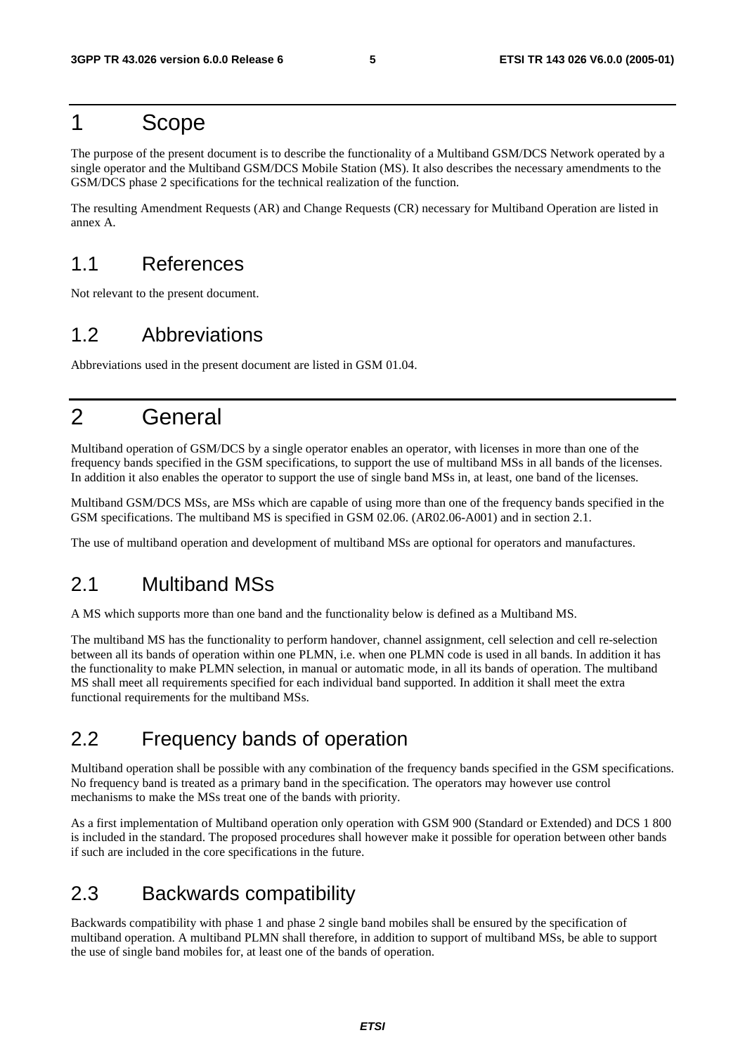# 1 Scope

The purpose of the present document is to describe the functionality of a Multiband GSM/DCS Network operated by a single operator and the Multiband GSM/DCS Mobile Station (MS). It also describes the necessary amendments to the GSM/DCS phase 2 specifications for the technical realization of the function.

The resulting Amendment Requests (AR) and Change Requests (CR) necessary for Multiband Operation are listed in annex A.

## 1.1 References

Not relevant to the present document.

## 1.2 Abbreviations

Abbreviations used in the present document are listed in GSM 01.04.

# 2 General

Multiband operation of GSM/DCS by a single operator enables an operator, with licenses in more than one of the frequency bands specified in the GSM specifications, to support the use of multiband MSs in all bands of the licenses. In addition it also enables the operator to support the use of single band MSs in, at least, one band of the licenses.

Multiband GSM/DCS MSs, are MSs which are capable of using more than one of the frequency bands specified in the GSM specifications. The multiband MS is specified in GSM 02.06. (AR02.06-A001) and in section 2.1.

The use of multiband operation and development of multiband MSs are optional for operators and manufactures.

## 2.1 Multiband MSs

A MS which supports more than one band and the functionality below is defined as a Multiband MS.

The multiband MS has the functionality to perform handover, channel assignment, cell selection and cell re-selection between all its bands of operation within one PLMN, i.e. when one PLMN code is used in all bands. In addition it has the functionality to make PLMN selection, in manual or automatic mode, in all its bands of operation. The multiband MS shall meet all requirements specified for each individual band supported. In addition it shall meet the extra functional requirements for the multiband MSs.

## 2.2 Frequency bands of operation

Multiband operation shall be possible with any combination of the frequency bands specified in the GSM specifications. No frequency band is treated as a primary band in the specification. The operators may however use control mechanisms to make the MSs treat one of the bands with priority.

As a first implementation of Multiband operation only operation with GSM 900 (Standard or Extended) and DCS 1 800 is included in the standard. The proposed procedures shall however make it possible for operation between other bands if such are included in the core specifications in the future.

## 2.3 Backwards compatibility

Backwards compatibility with phase 1 and phase 2 single band mobiles shall be ensured by the specification of multiband operation. A multiband PLMN shall therefore, in addition to support of multiband MSs, be able to support the use of single band mobiles for, at least one of the bands of operation.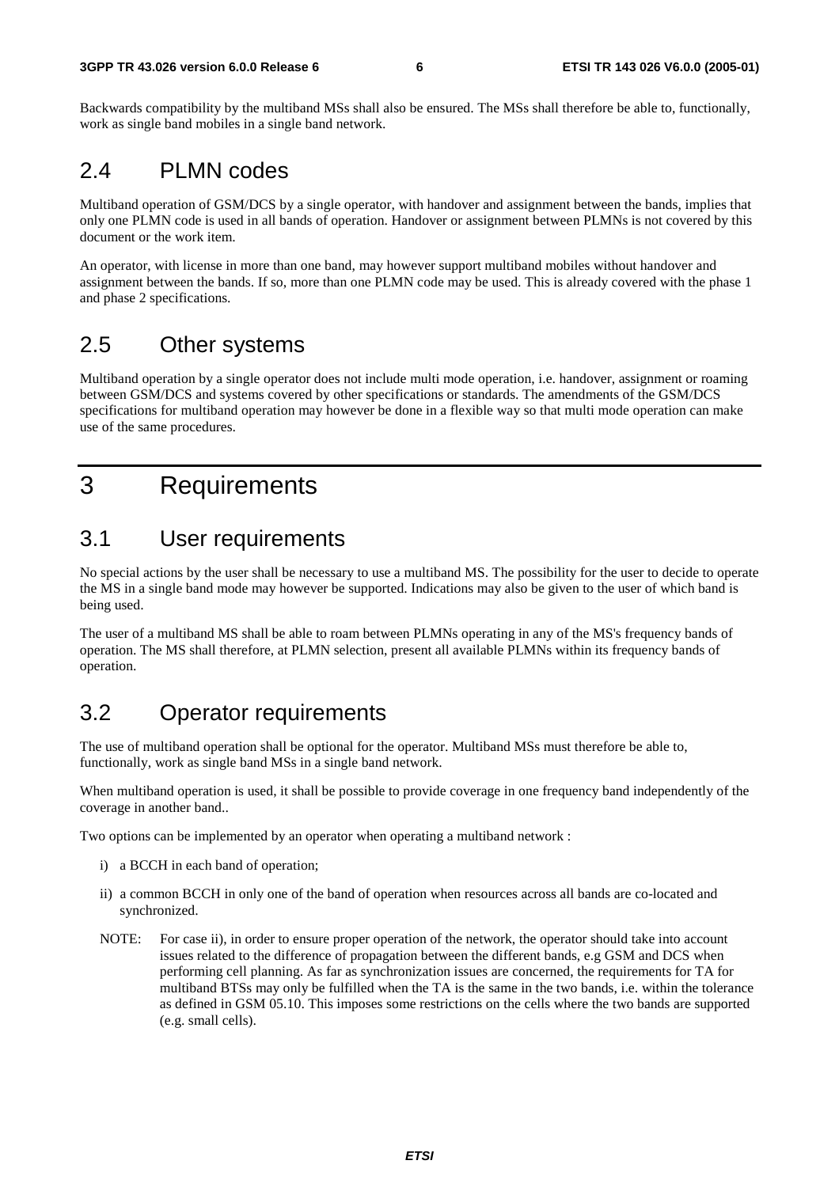Backwards compatibility by the multiband MSs shall also be ensured. The MSs shall therefore be able to, functionally, work as single band mobiles in a single band network.

## 2.4 PLMN codes

Multiband operation of GSM/DCS by a single operator, with handover and assignment between the bands, implies that only one PLMN code is used in all bands of operation. Handover or assignment between PLMNs is not covered by this document or the work item.

An operator, with license in more than one band, may however support multiband mobiles without handover and assignment between the bands. If so, more than one PLMN code may be used. This is already covered with the phase 1 and phase 2 specifications.

## 2.5 Other systems

Multiband operation by a single operator does not include multi mode operation, i.e. handover, assignment or roaming between GSM/DCS and systems covered by other specifications or standards. The amendments of the GSM/DCS specifications for multiband operation may however be done in a flexible way so that multi mode operation can make use of the same procedures.

# 3 Requirements

## 3.1 User requirements

No special actions by the user shall be necessary to use a multiband MS. The possibility for the user to decide to operate the MS in a single band mode may however be supported. Indications may also be given to the user of which band is being used.

The user of a multiband MS shall be able to roam between PLMNs operating in any of the MS's frequency bands of operation. The MS shall therefore, at PLMN selection, present all available PLMNs within its frequency bands of operation.

## 3.2 Operator requirements

The use of multiband operation shall be optional for the operator. Multiband MSs must therefore be able to, functionally, work as single band MSs in a single band network.

When multiband operation is used, it shall be possible to provide coverage in one frequency band independently of the coverage in another band..

Two options can be implemented by an operator when operating a multiband network :

i) a BCCH in each band of operation;

ii) a common BCCH in only one of the band of operation when resources across all bands are co-located and synchronized.

NOTE: For case ii), in order to ensure proper operation of the network, the operator should take into account issues related to the difference of propagation between the different bands, e.g GSM and DCS when performing cell planning. As far as synchronization issues are concerned, the requirements for TA for multiband BTSs may only be fulfilled when the TA is the same in the two bands, i.e. within the tolerance as defined in GSM 05.10. This imposes some restrictions on the cells where the two bands are supported (e.g. small cells).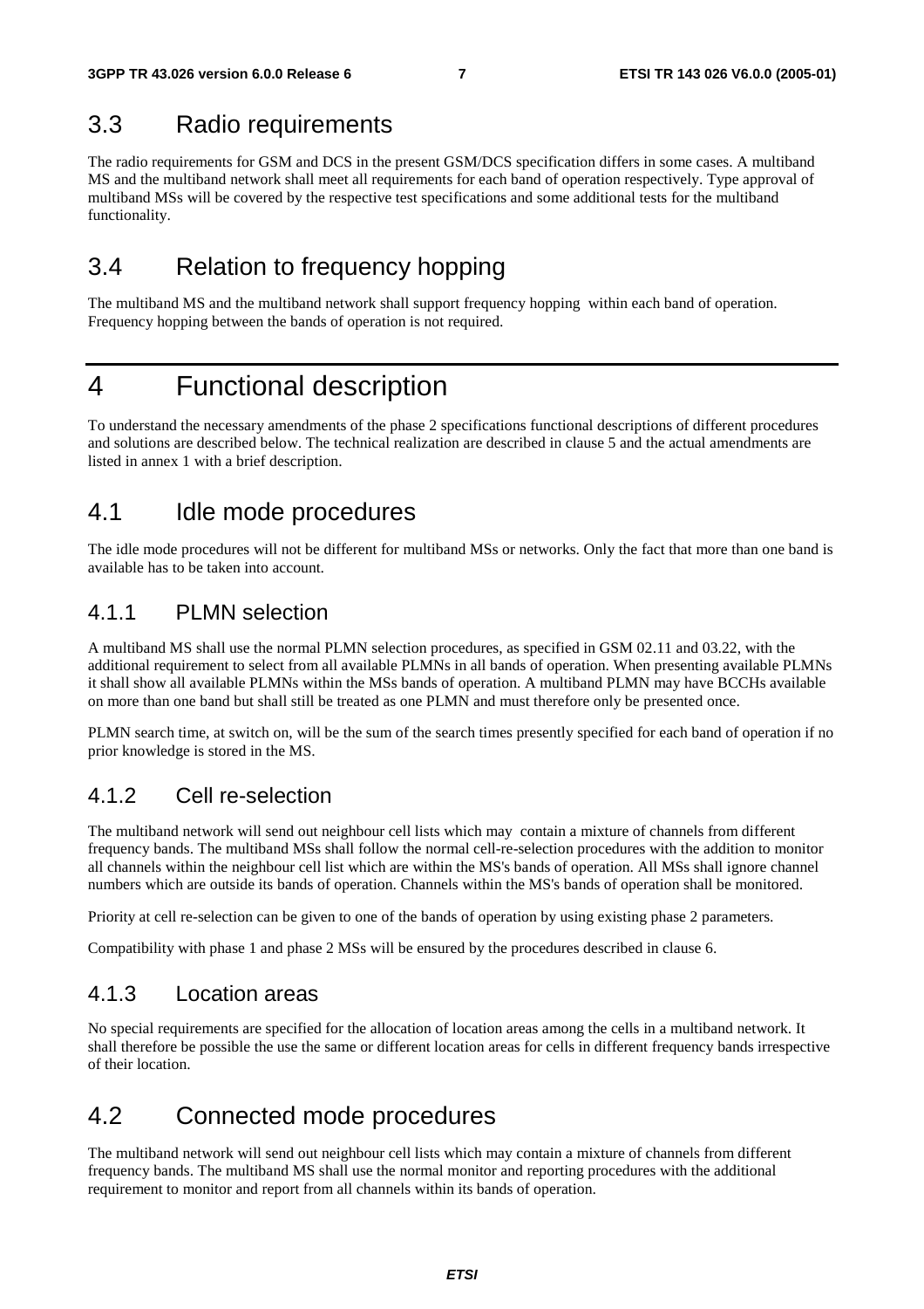## 3.3 Radio requirements

The radio requirements for GSM and DCS in the present GSM/DCS specification differs in some cases. A multiband MS and the multiband network shall meet all requirements for each band of operation respectively. Type approval of multiband MSs will be covered by the respective test specifications and some additional tests for the multiband functionality.

## 3.4 Relation to frequency hopping

The multiband MS and the multiband network shall support frequency hopping within each band of operation. Frequency hopping between the bands of operation is not required.

# 4 Functional description

To understand the necessary amendments of the phase 2 specifications functional descriptions of different procedures and solutions are described below. The technical realization are described in clause 5 and the actual amendments are listed in annex 1 with a brief description.

## 4.1 Idle mode procedures

The idle mode procedures will not be different for multiband MSs or networks. Only the fact that more than one band is available has to be taken into account.

### 4.1.1 PLMN selection

A multiband MS shall use the normal PLMN selection procedures, as specified in GSM 02.11 and 03.22, with the additional requirement to select from all available PLMNs in all bands of operation. When presenting available PLMNs it shall show all available PLMNs within the MSs bands of operation. A multiband PLMN may have BCCHs available on more than one band but shall still be treated as one PLMN and must therefore only be presented once.

PLMN search time, at switch on, will be the sum of the search times presently specified for each band of operation if no prior knowledge is stored in the MS.

### 4.1.2 Cell re-selection

The multiband network will send out neighbour cell lists which may contain a mixture of channels from different frequency bands. The multiband MSs shall follow the normal cell-re-selection procedures with the addition to monitor all channels within the neighbour cell list which are within the MS's bands of operation. All MSs shall ignore channel numbers which are outside its bands of operation. Channels within the MS's bands of operation shall be monitored.

Priority at cell re-selection can be given to one of the bands of operation by using existing phase 2 parameters.

Compatibility with phase 1 and phase 2 MSs will be ensured by the procedures described in clause 6.

### 4.1.3 Location areas

No special requirements are specified for the allocation of location areas among the cells in a multiband network. It shall therefore be possible the use the same or different location areas for cells in different frequency bands irrespective of their location.

## 4.2 Connected mode procedures

The multiband network will send out neighbour cell lists which may contain a mixture of channels from different frequency bands. The multiband MS shall use the normal monitor and reporting procedures with the additional requirement to monitor and report from all channels within its bands of operation.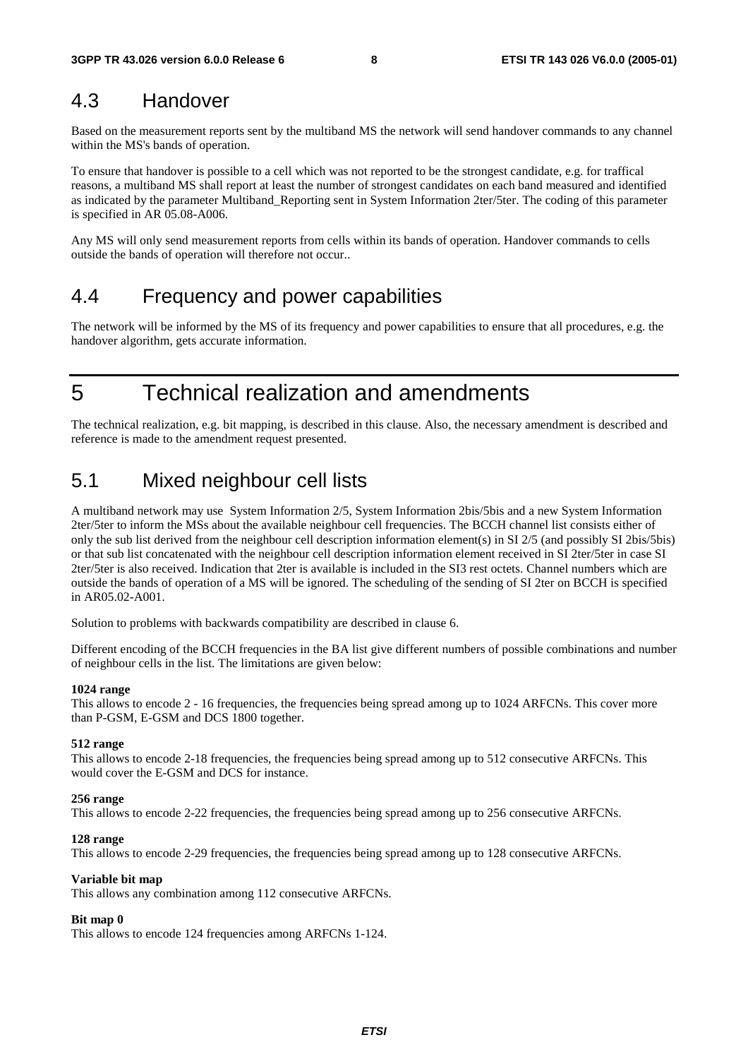## 4.3 Handover

Based on the measurement reports sent by the multiband MS the network will send handover commands to any channel within the MS's bands of operation.

To ensure that handover is possible to a cell which was not reported to be the strongest candidate, e.g. for traffical reasons, a multiband MS shall report at least the number of strongest candidates on each band measured and identified as indicated by the parameter Multiband_Reporting sent in System Information 2ter/5ter. The coding of this parameter is specified in AR 05.08-A006.

Any MS will only send measurement reports from cells within its bands of operation. Handover commands to cells outside the bands of operation will therefore not occur..

## 4.4 Frequency and power capabilities

The network will be informed by the MS of its frequency and power capabilities to ensure that all procedures, e.g. the handover algorithm, gets accurate information.

# 5 Technical realization and amendments

The technical realization, e.g. bit mapping, is described in this clause. Also, the necessary amendment is described and reference is made to the amendment request presented.

## 5.1 Mixed neighbour cell lists

A multiband network may use System Information 2/5, System Information 2bis/5bis and a new System Information 2ter/5ter to inform the MSs about the available neighbour cell frequencies. The BCCH channel list consists either of only the sub list derived from the neighbour cell description information element(s) in SI 2/5 (and possibly SI 2bis/5bis) or that sub list concatenated with the neighbour cell description information element received in SI 2ter/5ter in case SI 2ter/5ter is also received. Indication that 2ter is available is included in the SI3 rest octets. Channel numbers which are outside the bands of operation of a MS will be ignored. The scheduling of the sending of SI 2ter on BCCH is specified in AR05.02-A001.

Solution to problems with backwards compatibility are described in clause 6.

Different encoding of the BCCH frequencies in the BA list give different numbers of possible combinations and number of neighbour cells in the list. The limitations are given below:

**1024 range**
This allows to encode 2 - 16 frequencies, the frequencies being spread among up to 1024 ARFCNs. This cover more than P-GSM, E-GSM and DCS 1800 together.

**512 range**
This allows to encode 2-18 frequencies, the frequencies being spread among up to 512 consecutive ARFCNs. This would cover the E-GSM and DCS for instance.

**256 range**
This allows to encode 2-22 frequencies, the frequencies being spread among up to 256 consecutive ARFCNs.

**128 range**
This allows to encode 2-29 frequencies, the frequencies being spread among up to 128 consecutive ARFCNs.

**Variable bit map**
This allows any combination among 112 consecutive ARFCNs.

**Bit map 0**
This allows to encode 124 frequencies among ARFCNs 1-124.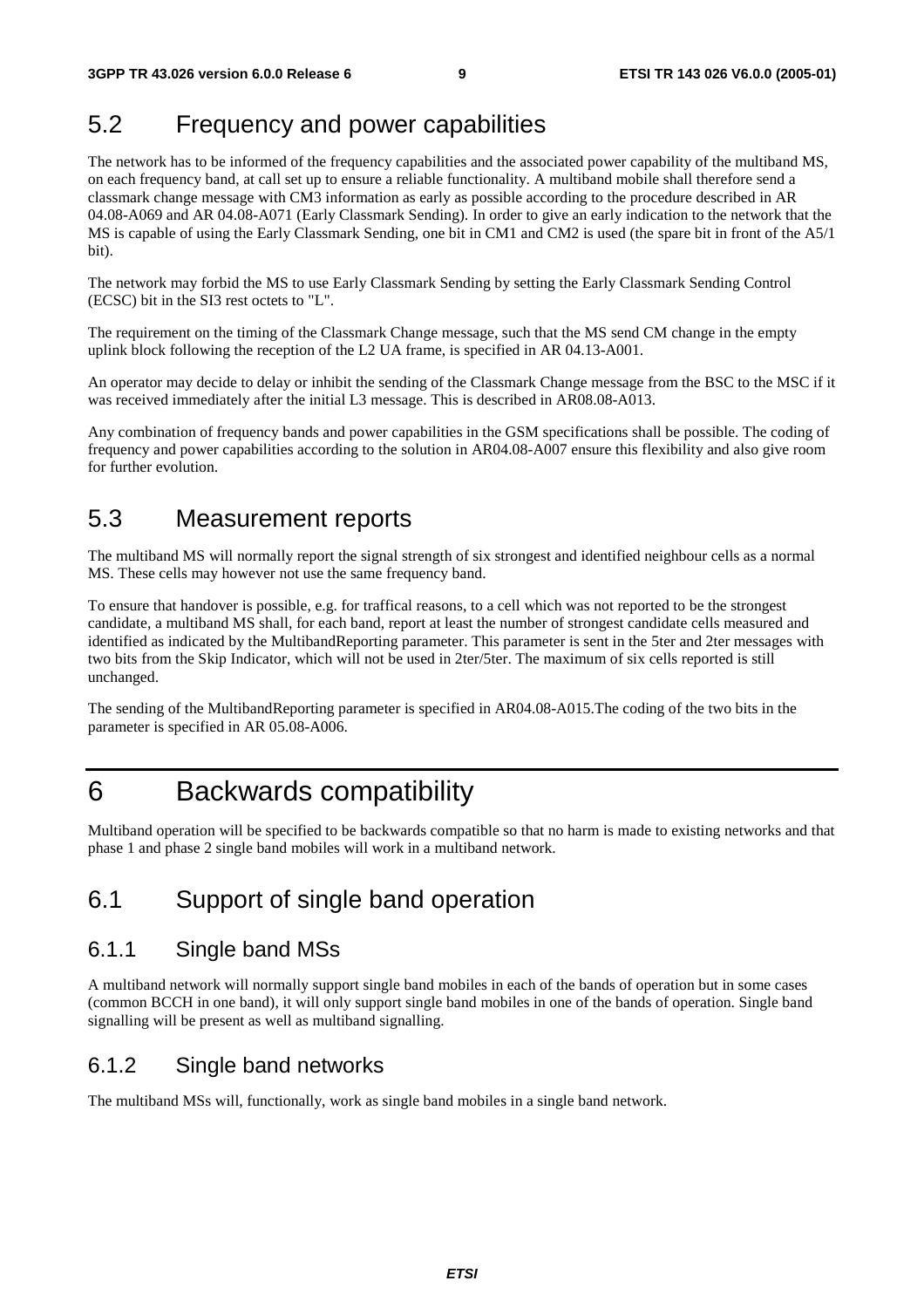## 5.2 Frequency and power capabilities

The network has to be informed of the frequency capabilities and the associated power capability of the multiband MS, on each frequency band, at call set up to ensure a reliable functionality. A multiband mobile shall therefore send a classmark change message with CM3 information as early as possible according to the procedure described in AR 04.08-A069 and AR 04.08-A071 (Early Classmark Sending). In order to give an early indication to the network that the MS is capable of using the Early Classmark Sending, one bit in CM1 and CM2 is used (the spare bit in front of the A5/1 bit).

The network may forbid the MS to use Early Classmark Sending by setting the Early Classmark Sending Control (ECSC) bit in the SI3 rest octets to "L".

The requirement on the timing of the Classmark Change message, such that the MS send CM change in the empty uplink block following the reception of the L2 UA frame, is specified in AR 04.13-A001.

An operator may decide to delay or inhibit the sending of the Classmark Change message from the BSC to the MSC if it was received immediately after the initial L3 message. This is described in AR08.08-A013.

Any combination of frequency bands and power capabilities in the GSM specifications shall be possible. The coding of frequency and power capabilities according to the solution in AR04.08-A007 ensure this flexibility and also give room for further evolution.

## 5.3 Measurement reports

The multiband MS will normally report the signal strength of six strongest and identified neighbour cells as a normal MS. These cells may however not use the same frequency band.

To ensure that handover is possible, e.g. for traffical reasons, to a cell which was not reported to be the strongest candidate, a multiband MS shall, for each band, report at least the number of strongest candidate cells measured and identified as indicated by the MultibandReporting parameter. This parameter is sent in the 5ter and 2ter messages with two bits from the Skip Indicator, which will not be used in 2ter/5ter. The maximum of six cells reported is still unchanged.

The sending of the MultibandReporting parameter is specified in AR04.08-A015.The coding of the two bits in the parameter is specified in AR 05.08-A006.

# 6 Backwards compatibility

Multiband operation will be specified to be backwards compatible so that no harm is made to existing networks and that phase 1 and phase 2 single band mobiles will work in a multiband network.

## 6.1 Support of single band operation

### 6.1.1 Single band MSs

A multiband network will normally support single band mobiles in each of the bands of operation but in some cases (common BCCH in one band), it will only support single band mobiles in one of the bands of operation. Single band signalling will be present as well as multiband signalling.

### 6.1.2 Single band networks

The multiband MSs will, functionally, work as single band mobiles in a single band network.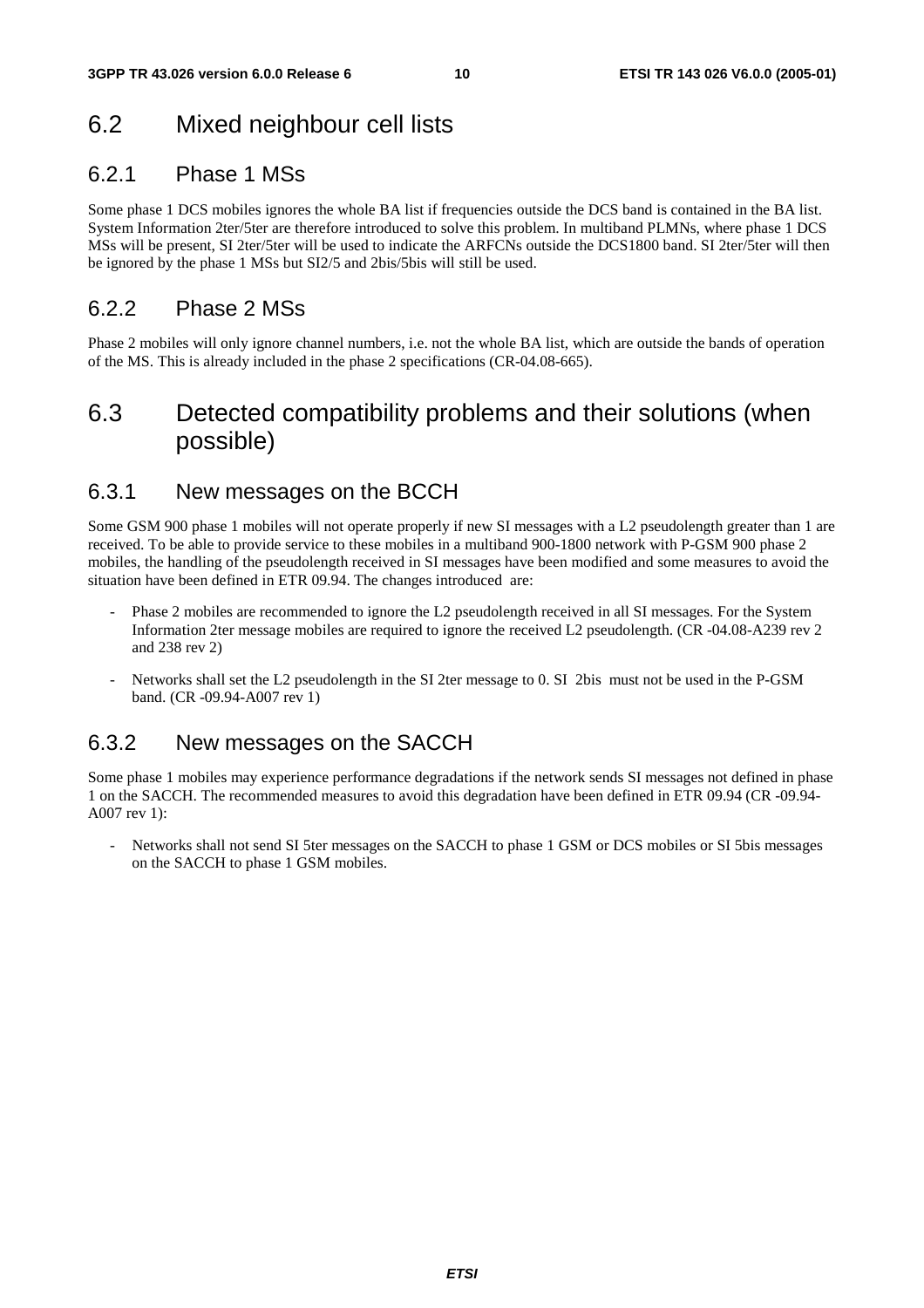## 6.2 Mixed neighbour cell lists

### 6.2.1 Phase 1 MSs

Some phase 1 DCS mobiles ignores the whole BA list if frequencies outside the DCS band is contained in the BA list. System Information 2ter/5ter are therefore introduced to solve this problem. In multiband PLMNs, where phase 1 DCS MSs will be present, SI 2ter/5ter will be used to indicate the ARFCNs outside the DCS1800 band. SI 2ter/5ter will then be ignored by the phase 1 MSs but SI2/5 and 2bis/5bis will still be used.

### 6.2.2 Phase 2 MSs

Phase 2 mobiles will only ignore channel numbers, i.e. not the whole BA list, which are outside the bands of operation of the MS. This is already included in the phase 2 specifications (CR-04.08-665).

## 6.3 Detected compatibility problems and their solutions (when possible)

### 6.3.1 New messages on the BCCH

Some GSM 900 phase 1 mobiles will not operate properly if new SI messages with a L2 pseudolength greater than 1 are received. To be able to provide service to these mobiles in a multiband 900-1800 network with P-GSM 900 phase 2 mobiles, the handling of the pseudolength received in SI messages have been modified and some measures to avoid the situation have been defined in ETR 09.94. The changes introduced are:

- Phase 2 mobiles are recommended to ignore the L2 pseudolength received in all SI messages. For the System Information 2ter message mobiles are required to ignore the received L2 pseudolength. (CR -04.08-A239 rev 2 and 238 rev 2)
- Networks shall set the L2 pseudolength in the SI 2ter message to 0. SI 2bis must not be used in the P-GSM band. (CR -09.94-A007 rev 1)

### 6.3.2 New messages on the SACCH

Some phase 1 mobiles may experience performance degradations if the network sends SI messages not defined in phase 1 on the SACCH. The recommended measures to avoid this degradation have been defined in ETR 09.94 (CR -09.94-A007 rev 1):

- Networks shall not send SI 5ter messages on the SACCH to phase 1 GSM or DCS mobiles or SI 5bis messages on the SACCH to phase 1 GSM mobiles.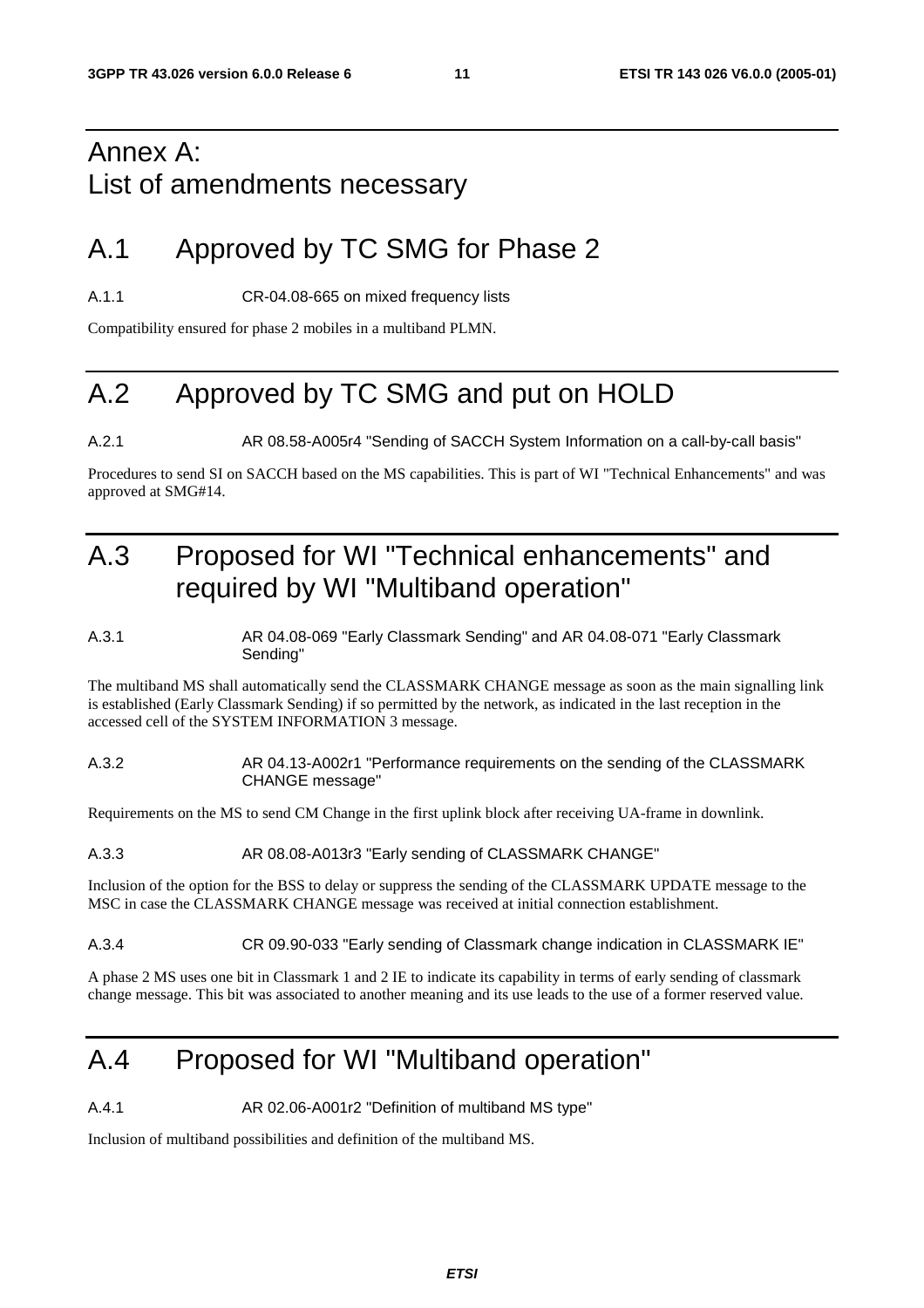# Annex A: List of amendments necessary

## A.1 Approved by TC SMG for Phase 2

A.1.1 CR-04.08-665 on mixed frequency lists

Compatibility ensured for phase 2 mobiles in a multiband PLMN.

## A.2 Approved by TC SMG and put on HOLD

A.2.1 AR 08.58-A005r4 "Sending of SACCH System Information on a call-by-call basis"

Procedures to send SI on SACCH based on the MS capabilities. This is part of WI "Technical Enhancements" and was approved at SMG#14.

## A.3 Proposed for WI "Technical enhancements" and required by WI "Multiband operation"

A.3.1 AR 04.08-069 "Early Classmark Sending" and AR 04.08-071 "Early Classmark Sending"

The multiband MS shall automatically send the CLASSMARK CHANGE message as soon as the main signalling link is established (Early Classmark Sending) if so permitted by the network, as indicated in the last reception in the accessed cell of the SYSTEM INFORMATION 3 message.

A.3.2 AR 04.13-A002r1 "Performance requirements on the sending of the CLASSMARK CHANGE message"

Requirements on the MS to send CM Change in the first uplink block after receiving UA-frame in downlink.

A.3.3 AR 08.08-A013r3 "Early sending of CLASSMARK CHANGE"

Inclusion of the option for the BSS to delay or suppress the sending of the CLASSMARK UPDATE message to the MSC in case the CLASSMARK CHANGE message was received at initial connection establishment.

A.3.4 CR 09.90-033 "Early sending of Classmark change indication in CLASSMARK IE"

A phase 2 MS uses one bit in Classmark 1 and 2 IE to indicate its capability in terms of early sending of classmark change message. This bit was associated to another meaning and its use leads to the use of a former reserved value.

## A.4 Proposed for WI "Multiband operation"

A.4.1 AR 02.06-A001r2 "Definition of multiband MS type"

Inclusion of multiband possibilities and definition of the multiband MS.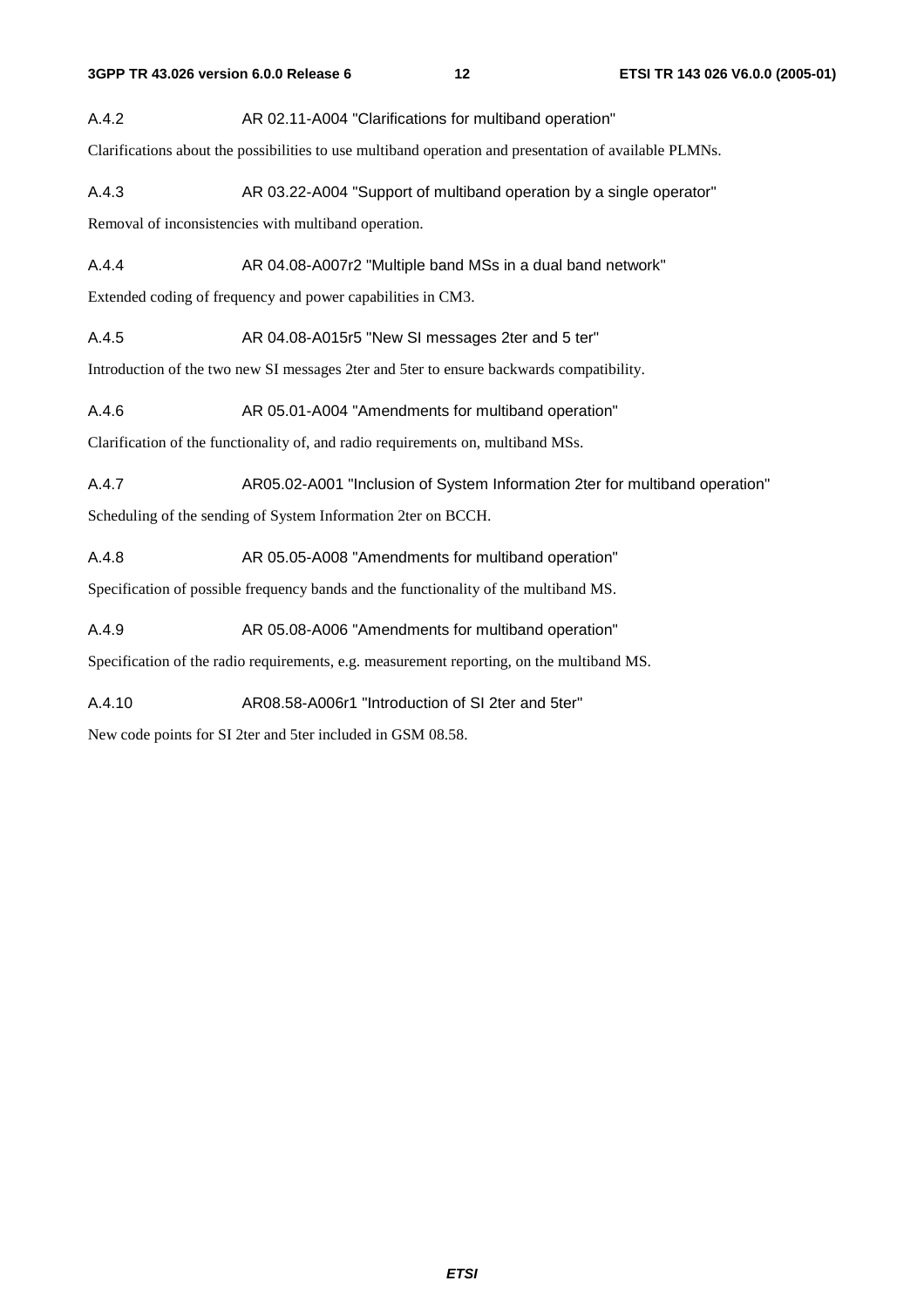### A.4.2 AR 02.11-A004 "Clarifications for multiband operation"

Clarifications about the possibilities to use multiband operation and presentation of available PLMNs.

### A.4.3 AR 03.22-A004 "Support of multiband operation by a single operator"

Removal of inconsistencies with multiband operation.

### A.4.4 AR 04.08-A007r2 "Multiple band MSs in a dual band network"

Extended coding of frequency and power capabilities in CM3.

### A.4.5 AR 04.08-A015r5 "New SI messages 2ter and 5 ter"

Introduction of the two new SI messages 2ter and 5ter to ensure backwards compatibility.

### A.4.6 AR 05.01-A004 "Amendments for multiband operation"

Clarification of the functionality of, and radio requirements on, multiband MSs.

### A.4.7 AR05.02-A001 "Inclusion of System Information 2ter for multiband operation"

Scheduling of the sending of System Information 2ter on BCCH.

### A.4.8 AR 05.05-A008 "Amendments for multiband operation"

Specification of possible frequency bands and the functionality of the multiband MS.

### A.4.9 AR 05.08-A006 "Amendments for multiband operation"

Specification of the radio requirements, e.g. measurement reporting, on the multiband MS.

### A.4.10 AR08.58-A006r1 "Introduction of SI 2ter and 5ter"

New code points for SI 2ter and 5ter included in GSM 08.58.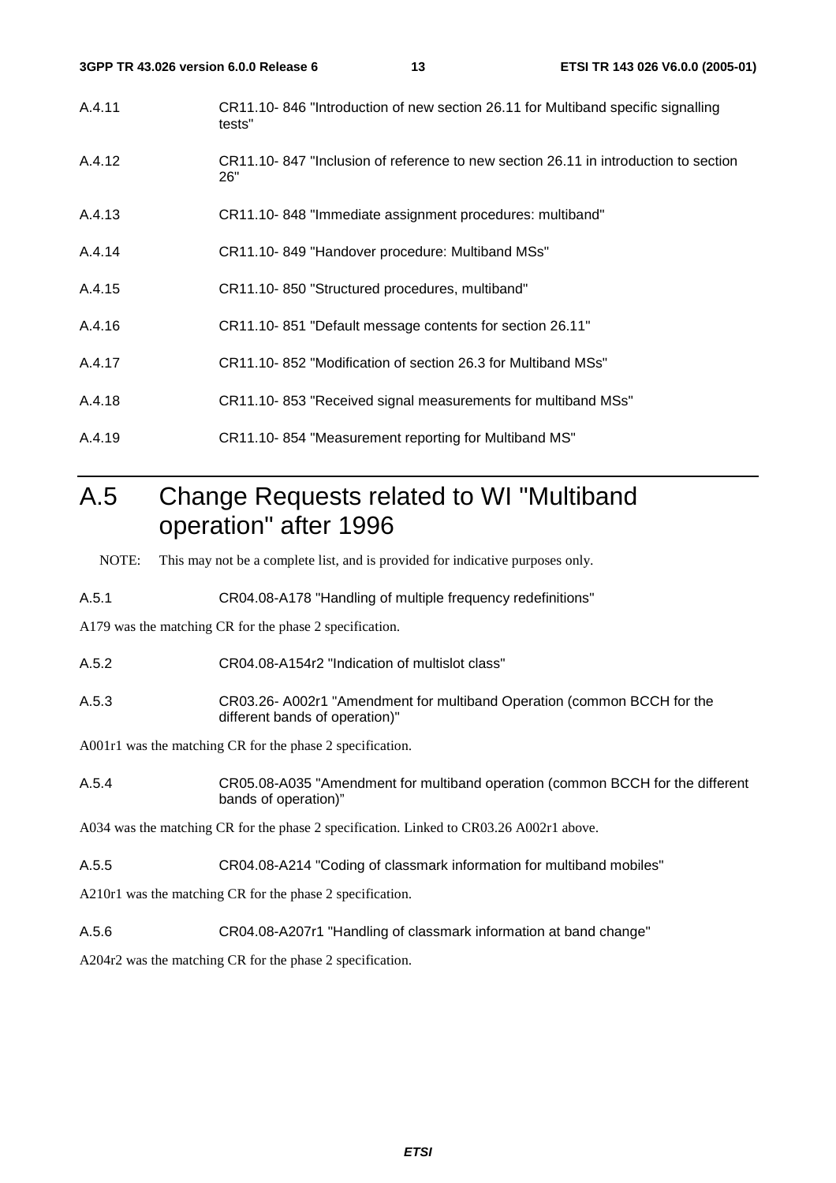A.4.11 CR11.10- 846 "Introduction of new section 26.11 for Multiband specific signalling tests"

A.4.12 CR11.10- 847 "Inclusion of reference to new section 26.11 in introduction to section 26"

A.4.13 CR11.10- 848 "Immediate assignment procedures: multiband"

A.4.14 CR11.10- 849 "Handover procedure: Multiband MSs"

A.4.15 CR11.10- 850 "Structured procedures, multiband"

A.4.16 CR11.10- 851 "Default message contents for section 26.11"

A.4.17 CR11.10- 852 "Modification of section 26.3 for Multiband MSs"

A.4.18 CR11.10- 853 "Received signal measurements for multiband MSs"

A.4.19 CR11.10- 854 "Measurement reporting for Multiband MS"

# A.5 Change Requests related to WI "Multiband operation" after 1996

NOTE: This may not be a complete list, and is provided for indicative purposes only.

A.5.1 CR04.08-A178 "Handling of multiple frequency redefinitions"

A179 was the matching CR for the phase 2 specification.

A.5.2 CR04.08-A154r2 "Indication of multislot class"

A.5.3 CR03.26- A002r1 "Amendment for multiband Operation (common BCCH for the different bands of operation)"

A001r1 was the matching CR for the phase 2 specification.

A.5.4 CR05.08-A035 "Amendment for multiband operation (common BCCH for the different bands of operation)"

A034 was the matching CR for the phase 2 specification. Linked to CR03.26 A002r1 above.

A.5.5 CR04.08-A214 "Coding of classmark information for multiband mobiles"

A210r1 was the matching CR for the phase 2 specification.

A.5.6 CR04.08-A207r1 "Handling of classmark information at band change"

A204r2 was the matching CR for the phase 2 specification.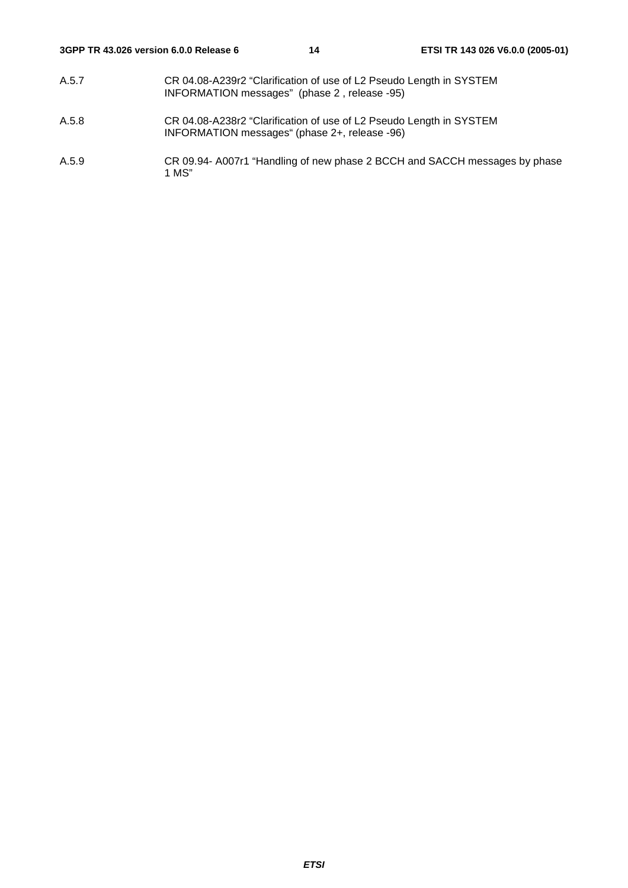A.5.7 CR 04.08-A239r2 “Clarification of use of L2 Pseudo Length in SYSTEM INFORMATION messages” (phase 2 , release -95)

A.5.8 CR 04.08-A238r2 “Clarification of use of L2 Pseudo Length in SYSTEM INFORMATION messages“ (phase 2+, release -96)

A.5.9 CR 09.94- A007r1 “Handling of new phase 2 BCCH and SACCH messages by phase 1 MS”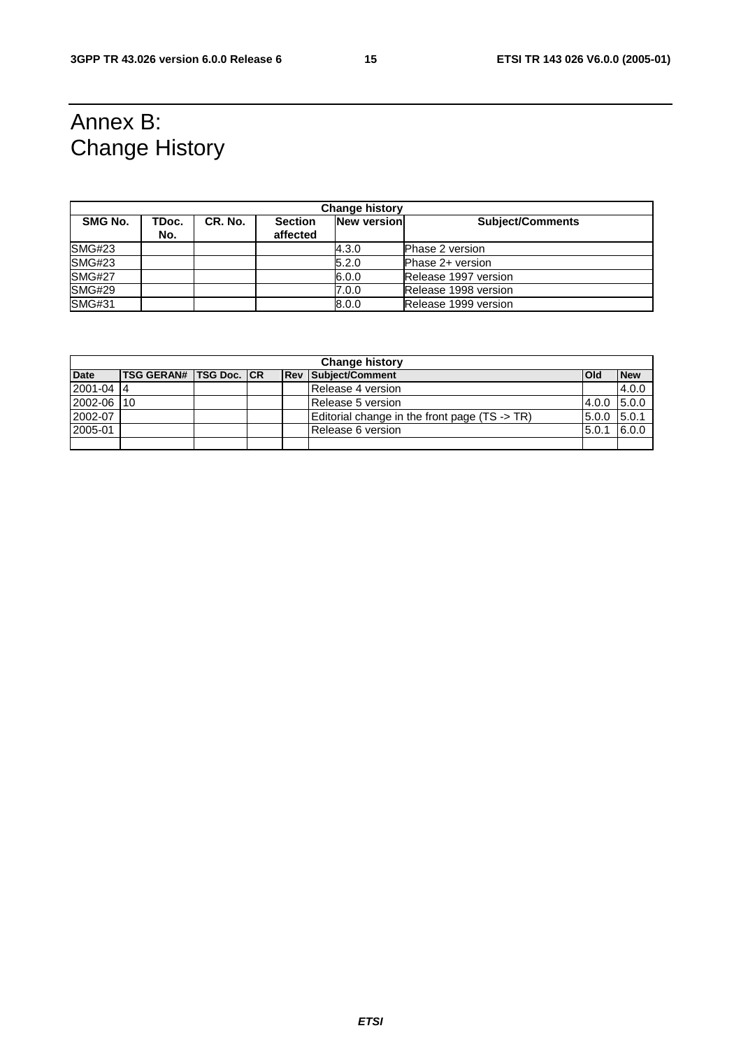# Annex B: Change History

| Change history | | | | | |
|---|---|---|---|---|---|
| **SMG No.** | **TDoc. No.** | **CR. No.** | **Section affected** | **New version** | **Subject/Comments** |
| SMG#23 | | | | 4.3.0 | Phase 2 version |
| SMG#23 | | | | 5.2.0 | Phase 2+ version |
| SMG#27 | | | | 6.0.0 | Release 1997 version |
| SMG#29 | | | | 7.0.0 | Release 1998 version |
| SMG#31 | | | | 8.0.0 | Release 1999 version |

| Change history | | | | | | | |
|---|---|---|---|---|---|---|---|
| **Date** | **TSG GERAN#** | **TSG Doc.** | **CR** | **Rev** | **Subject/Comment** | **Old** | **New** |
| 2001-04 | 4 | | | | Release 4 version | | 4.0.0 |
| 2002-06 | 10 | | | | Release 5 version | 4.0.0 | 5.0.0 |
| 2002-07 | | | | | Editorial change in the front page (TS -> TR) | 5.0.0 | 5.0.1 |
| 2005-01 | | | | | Release 6 version | 5.0.1 | 6.0.0 |
| | | | | | | | |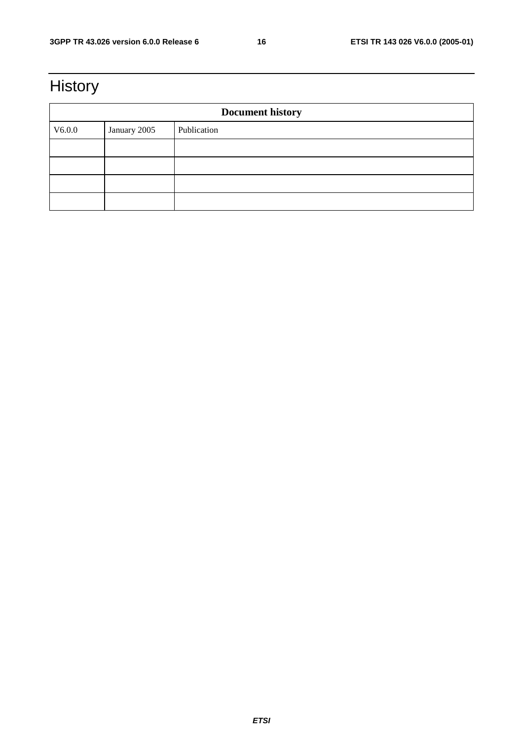# History

| Document history | | |
| --- | --- | --- |
| V6.0.0 | January 2005 | Publication |
| | | |
| | | |
| | | |
| | | |